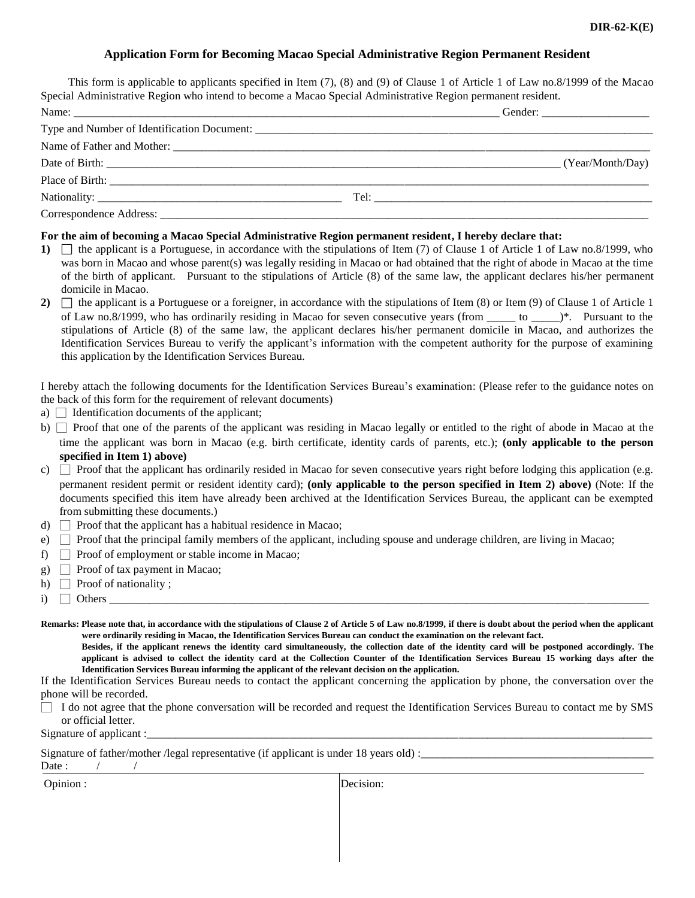DIR-62-K(E)

# Application Form for Becoming Macao Special Administrative Region Permanent Resident

This form is applicable to applicants specified in Item (7), (8) and (9) of Clause 1 of Article 1 of Law no.8/1999 of the Macao Special Administrative Region who intend to become a Macao Special Administrative Region permanent resident.

Name: ______________________________ Gender: ______________

Type and Number of Identification Document: ______________________________

Name of Father and Mother: ______________________________

Date of Birth: ______________________________ (Year/Month/Day)

Place of Birth: ______________________________

Nationality: ______________________ Tel: ______________________

Correspondence Address: ______________________________

**For the aim of becoming a Macao Special Administrative Region permanent resident, I hereby declare that:**

**1)** ☐ the applicant is a Portuguese, in accordance with the stipulations of Item (7) of Clause 1 of Article 1 of Law no.8/1999, who was born in Macao and whose parent(s) was legally residing in Macao or had obtained that the right of abode in Macao at the time of the birth of applicant. Pursuant to the stipulations of Article (8) of the same law, the applicant declares his/her permanent domicile in Macao.

**2)** ☐ the applicant is a Portuguese or a foreigner, in accordance with the stipulations of Item (8) or Item (9) of Clause 1 of Article 1 of Law no.8/1999, who has ordinarily residing in Macao for seven consecutive years (from _____ to _____)*. Pursuant to the stipulations of Article (8) of the same law, the applicant declares his/her permanent domicile in Macao, and authorizes the Identification Services Bureau to verify the applicant's information with the competent authority for the purpose of examining this application by the Identification Services Bureau.

I hereby attach the following documents for the Identification Services Bureau's examination: (Please refer to the guidance notes on the back of this form for the requirement of relevant documents)

a) ☐ Identification documents of the applicant;

b) ☐ Proof that one of the parents of the applicant was residing in Macao legally or entitled to the right of abode in Macao at the time the applicant was born in Macao (e.g. birth certificate, identity cards of parents, etc.); **(only applicable to the person specified in Item 1) above)**

c) ☐ Proof that the applicant has ordinarily resided in Macao for seven consecutive years right before lodging this application (e.g. permanent resident permit or resident identity card); **(only applicable to the person specified in Item 2) above)** (Note: If the documents specified this item have already been archived at the Identification Services Bureau, the applicant can be exempted from submitting these documents.)

d) ☐ Proof that the applicant has a habitual residence in Macao;

e) ☐ Proof that the principal family members of the applicant, including spouse and underage children, are living in Macao;

f) ☐ Proof of employment or stable income in Macao;

g) ☐ Proof of tax payment in Macao;

h) ☐ Proof of nationality ;

i) ☐ Others ______________________________

**Remarks: Please note that, in accordance with the stipulations of Clause 2 of Article 5 of Law no.8/1999, if there is doubt about the period when the applicant were ordinarily residing in Macao, the Identification Services Bureau can conduct the examination on the relevant fact.**

**Besides, if the applicant renews the identity card simultaneously, the collection date of the identity card will be postponed accordingly. The applicant is advised to collect the identity card at the Collection Counter of the Identification Services Bureau 15 working days after the Identification Services Bureau informing the applicant of the relevant decision on the application.**

If the Identification Services Bureau needs to contact the applicant concerning the application by phone, the conversation over the phone will be recorded.

☐ I do not agree that the phone conversation will be recorded and request the Identification Services Bureau to contact me by SMS or official letter.

Signature of applicant :______________________________

Signature of father/mother /legal representative (if applicant is under 18 years old) :______________________________

Date : / /

| Opinion : | Decision: |
|---|---|
| | |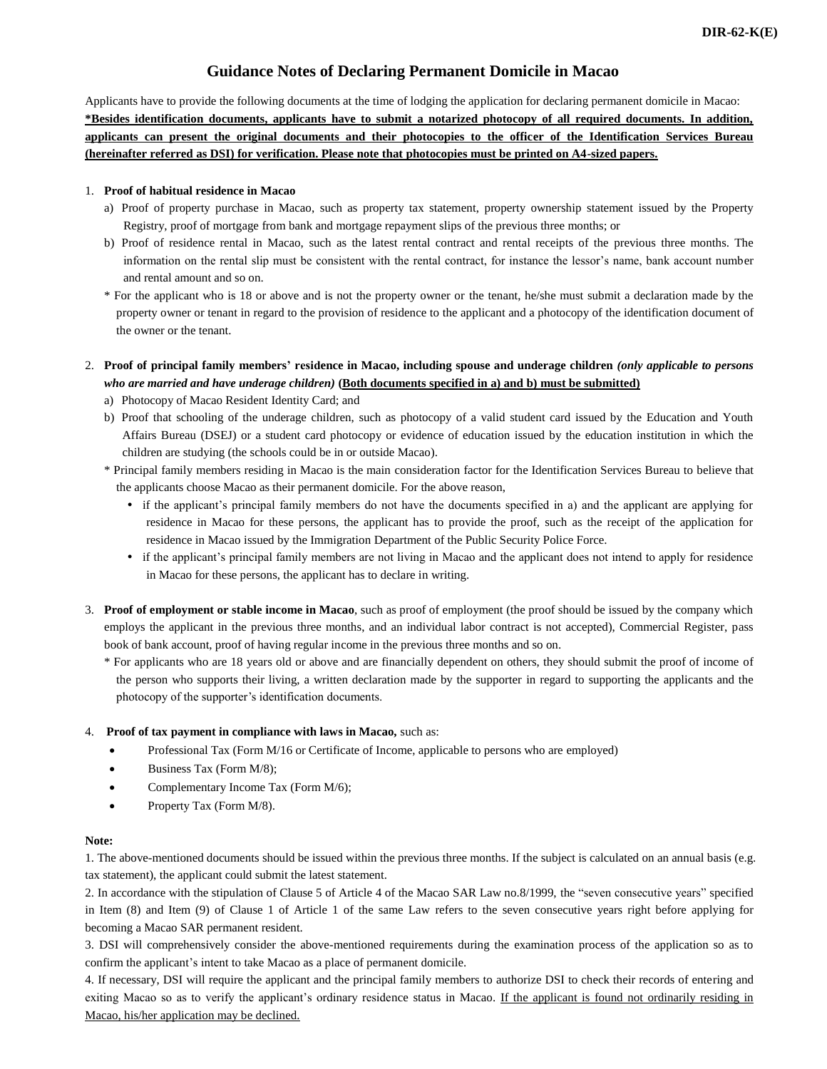# Guidance Notes of Declaring Permanent Domicile in Macao

Applicants have to provide the following documents at the time of lodging the application for declaring permanent domicile in Macao:

**<u>*Besides identification documents, applicants have to submit a notarized photocopy of all required documents. In addition, applicants can present the original documents and their photocopies to the officer of the Identification Services Bureau (hereinafter referred as DSI) for verification. Please note that photocopies must be printed on A4-sized papers.</u>**

1. **Proof of habitual residence in Macao**
   a) Proof of property purchase in Macao, such as property tax statement, property ownership statement issued by the Property Registry, proof of mortgage from bank and mortgage repayment slips of the previous three months; or
   b) Proof of residence rental in Macao, such as the latest rental contract and rental receipts of the previous three months. The information on the rental slip must be consistent with the rental contract, for instance the lessor's name, bank account number and rental amount and so on.
   * For the applicant who is 18 or above and is not the property owner or the tenant, he/she must submit a declaration made by the property owner or tenant in regard to the provision of residence to the applicant and a photocopy of the identification document of the owner or the tenant.

2. **Proof of principal family members' residence in Macao, including spouse and underage children *(only applicable to persons who are married and have underage children)* (<u>Both documents specified in a) and b) must be submitted)</u>**
   a) Photocopy of Macao Resident Identity Card; and
   b) Proof that schooling of the underage children, such as photocopy of a valid student card issued by the Education and Youth Affairs Bureau (DSEJ) or a student card photocopy or evidence of education issued by the education institution in which the children are studying (the schools could be in or outside Macao).
   * Principal family members residing in Macao is the main consideration factor for the Identification Services Bureau to believe that the applicants choose Macao as their permanent domicile. For the above reason,
     - if the applicant's principal family members do not have the documents specified in a) and the applicant are applying for residence in Macao for these persons, the applicant has to provide the proof, such as the receipt of the application for residence in Macao issued by the Immigration Department of the Public Security Police Force.
     - if the applicant's principal family members are not living in Macao and the applicant does not intend to apply for residence in Macao for these persons, the applicant has to declare in writing.

3. **Proof of employment or stable income in Macao**, such as proof of employment (the proof should be issued by the company which employs the applicant in the previous three months, and an individual labor contract is not accepted), Commercial Register, pass book of bank account, proof of having regular income in the previous three months and so on.
   * For applicants who are 18 years old or above and are financially dependent on others, they should submit the proof of income of the person who supports their living, a written declaration made by the supporter in regard to supporting the applicants and the photocopy of the supporter's identification documents.

4. **Proof of tax payment in compliance with laws in Macao,** such as:
   - Professional Tax (Form M/16 or Certificate of Income, applicable to persons who are employed)
   - Business Tax (Form M/8);
   - Complementary Income Tax (Form M/6);
   - Property Tax (Form M/8).

**Note:**

1. The above-mentioned documents should be issued within the previous three months. If the subject is calculated on an annual basis (e.g. tax statement), the applicant could submit the latest statement.
2. In accordance with the stipulation of Clause 5 of Article 4 of the Macao SAR Law no.8/1999, the "seven consecutive years" specified in Item (8) and Item (9) of Clause 1 of Article 1 of the same Law refers to the seven consecutive years right before applying for becoming a Macao SAR permanent resident.
3. DSI will comprehensively consider the above-mentioned requirements during the examination process of the application so as to confirm the applicant's intent to take Macao as a place of permanent domicile.
4. If necessary, DSI will require the applicant and the principal family members to authorize DSI to check their records of entering and exiting Macao so as to verify the applicant's ordinary residence status in Macao. <u>If the applicant is found not ordinarily residing in Macao, his/her application may be declined.</u>